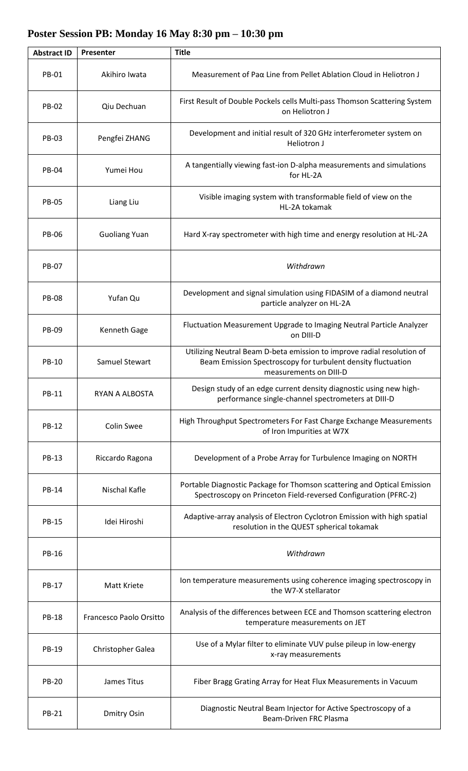# Poster Session PB: Monday 16 May 8:30 pm – 10:30 pm

| Abstract ID | Presenter | Title |
|---|---|---|
| PB-01 | Akihiro Iwata | Measurement of Paα Line from Pellet Ablation Cloud in Heliotron J |
| PB-02 | Qiu Dechuan | First Result of Double Pockels cells Multi-pass Thomson Scattering System on Heliotron J |
| PB-03 | Pengfei ZHANG | Development and initial result of 320 GHz interferometer system on Heliotron J |
| PB-04 | Yumei Hou | A tangentially viewing fast-ion D-alpha measurements and simulations for HL-2A |
| PB-05 | Liang Liu | Visible imaging system with transformable field of view on the HL-2A tokamak |
| PB-06 | Guoliang Yuan | Hard X-ray spectrometer with high time and energy resolution at HL-2A |
| PB-07 | | *Withdrawn* |
| PB-08 | Yufan Qu | Development and signal simulation using FIDASIM of a diamond neutral particle analyzer on HL-2A |
| PB-09 | Kenneth Gage | Fluctuation Measurement Upgrade to Imaging Neutral Particle Analyzer on DIII-D |
| PB-10 | Samuel Stewart | Utilizing Neutral Beam D-beta emission to improve radial resolution of Beam Emission Spectroscopy for turbulent density fluctuation measurements on DIII-D |
| PB-11 | RYAN A ALBOSTA | Design study of an edge current density diagnostic using new high-performance single-channel spectrometers at DIII-D |
| PB-12 | Colin Swee | High Throughput Spectrometers For Fast Charge Exchange Measurements of Iron Impurities at W7X |
| PB-13 | Riccardo Ragona | Development of a Probe Array for Turbulence Imaging on NORTH |
| PB-14 | Nischal Kafle | Portable Diagnostic Package for Thomson scattering and Optical Emission Spectroscopy on Princeton Field-reversed Configuration (PFRC-2) |
| PB-15 | Idei Hiroshi | Adaptive-array analysis of Electron Cyclotron Emission with high spatial resolution in the QUEST spherical tokamak |
| PB-16 | | *Withdrawn* |
| PB-17 | Matt Kriete | Ion temperature measurements using coherence imaging spectroscopy in the W7-X stellarator |
| PB-18 | Francesco Paolo Orsitto | Analysis of the differences between ECE and Thomson scattering electron temperature measurements on JET |
| PB-19 | Christopher Galea | Use of a Mylar filter to eliminate VUV pulse pileup in low-energy x-ray measurements |
| PB-20 | James Titus | Fiber Bragg Grating Array for Heat Flux Measurements in Vacuum |
| PB-21 | Dmitry Osin | Diagnostic Neutral Beam Injector for Active Spectroscopy of a Beam-Driven FRC Plasma |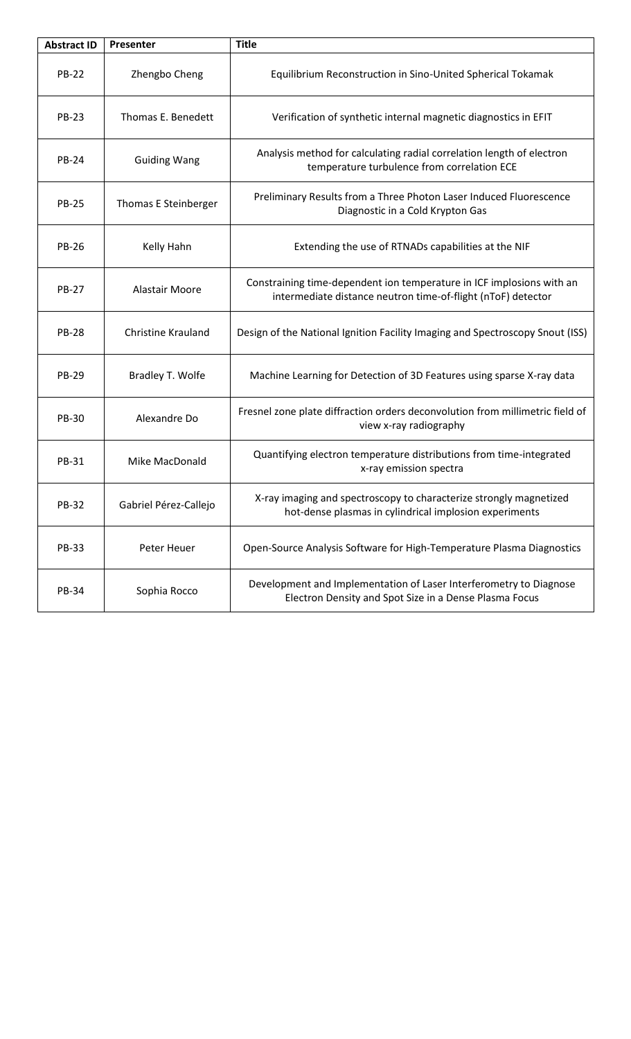| Abstract ID | Presenter | Title |
|---|---|---|
| PB-22 | Zhengbo Cheng | Equilibrium Reconstruction in Sino-United Spherical Tokamak |
| PB-23 | Thomas E. Benedett | Verification of synthetic internal magnetic diagnostics in EFIT |
| PB-24 | Guiding Wang | Analysis method for calculating radial correlation length of electron temperature turbulence from correlation ECE |
| PB-25 | Thomas E Steinberger | Preliminary Results from a Three Photon Laser Induced Fluorescence Diagnostic in a Cold Krypton Gas |
| PB-26 | Kelly Hahn | Extending the use of RTNADs capabilities at the NIF |
| PB-27 | Alastair Moore | Constraining time-dependent ion temperature in ICF implosions with an intermediate distance neutron time-of-flight (nToF) detector |
| PB-28 | Christine Krauland | Design of the National Ignition Facility Imaging and Spectroscopy Snout (ISS) |
| PB-29 | Bradley T. Wolfe | Machine Learning for Detection of 3D Features using sparse X-ray data |
| PB-30 | Alexandre Do | Fresnel zone plate diffraction orders deconvolution from millimetric field of view x-ray radiography |
| PB-31 | Mike MacDonald | Quantifying electron temperature distributions from time-integrated x-ray emission spectra |
| PB-32 | Gabriel Pérez-Callejo | X-ray imaging and spectroscopy to characterize strongly magnetized hot-dense plasmas in cylindrical implosion experiments |
| PB-33 | Peter Heuer | Open-Source Analysis Software for High-Temperature Plasma Diagnostics |
| PB-34 | Sophia Rocco | Development and Implementation of Laser Interferometry to Diagnose Electron Density and Spot Size in a Dense Plasma Focus |